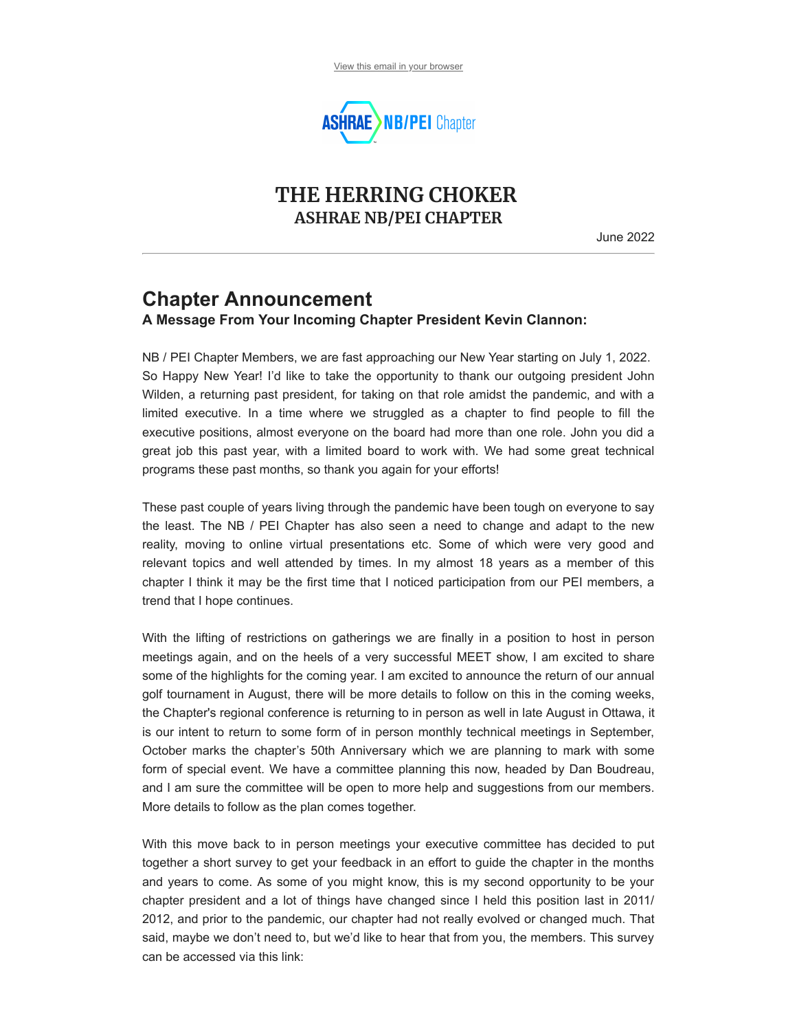View this email in your browser

# THE HERRING CHOKER
## ASHRAE NB/PEI CHAPTER

June 2022

---

## Chapter Announcement

**A Message From Your Incoming Chapter President Kevin Clannon:**

NB / PEI Chapter Members, we are fast approaching our New Year starting on July 1, 2022. So Happy New Year! I'd like to take the opportunity to thank our outgoing president John Wilden, a returning past president, for taking on that role amidst the pandemic, and with a limited executive. In a time where we struggled as a chapter to find people to fill the executive positions, almost everyone on the board had more than one role. John you did a great job this past year, with a limited board to work with. We had some great technical programs these past months, so thank you again for your efforts!

These past couple of years living through the pandemic have been tough on everyone to say the least. The NB / PEI Chapter has also seen a need to change and adapt to the new reality, moving to online virtual presentations etc. Some of which were very good and relevant topics and well attended by times. In my almost 18 years as a member of this chapter I think it may be the first time that I noticed participation from our PEI members, a trend that I hope continues.

With the lifting of restrictions on gatherings we are finally in a position to host in person meetings again, and on the heels of a very successful MEET show, I am excited to share some of the highlights for the coming year. I am excited to announce the return of our annual golf tournament in August, there will be more details to follow on this in the coming weeks, the Chapter's regional conference is returning to in person as well in late August in Ottawa, it is our intent to return to some form of in person monthly technical meetings in September, October marks the chapter's 50th Anniversary which we are planning to mark with some form of special event. We have a committee planning this now, headed by Dan Boudreau, and I am sure the committee will be open to more help and suggestions from our members. More details to follow as the plan comes together.

With this move back to in person meetings your executive committee has decided to put together a short survey to get your feedback in an effort to guide the chapter in the months and years to come. As some of you might know, this is my second opportunity to be your chapter president and a lot of things have changed since I held this position last in 2011/ 2012, and prior to the pandemic, our chapter had not really evolved or changed much. That said, maybe we don't need to, but we'd like to hear that from you, the members. This survey can be accessed via this link: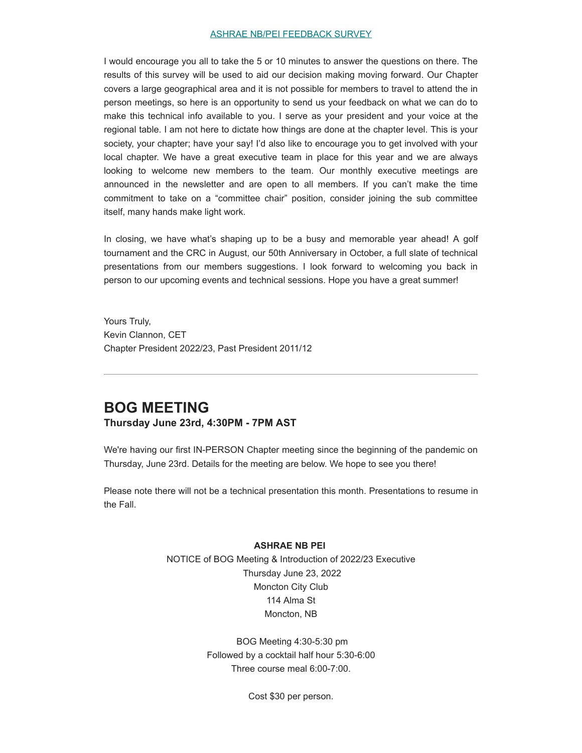[ASHRAE NB/PEI FEEDBACK SURVEY]

I would encourage you all to take the 5 or 10 minutes to answer the questions on there. The results of this survey will be used to aid our decision making moving forward. Our Chapter covers a large geographical area and it is not possible for members to travel to attend the in person meetings, so here is an opportunity to send us your feedback on what we can do to make this technical info available to you. I serve as your president and your voice at the regional table. I am not here to dictate how things are done at the chapter level. This is your society, your chapter; have your say! I'd also like to encourage you to get involved with your local chapter. We have a great executive team in place for this year and we are always looking to welcome new members to the team. Our monthly executive meetings are announced in the newsletter and are open to all members. If you can't make the time commitment to take on a "committee chair" position, consider joining the sub committee itself, many hands make light work.

In closing, we have what's shaping up to be a busy and memorable year ahead! A golf tournament and the CRC in August, our 50th Anniversary in October, a full slate of technical presentations from our members suggestions. I look forward to welcoming you back in person to our upcoming events and technical sessions. Hope you have a great summer!

Yours Truly,
Kevin Clannon, CET
Chapter President 2022/23, Past President 2011/12

---

## BOG MEETING

**Thursday June 23rd, 4:30PM - 7PM AST**

We're having our first IN-PERSON Chapter meeting since the beginning of the pandemic on Thursday, June 23rd. Details for the meeting are below. We hope to see you there!

Please note there will not be a technical presentation this month. Presentations to resume in the Fall.

**ASHRAE NB PEI**
NOTICE of BOG Meeting & Introduction of 2022/23 Executive
Thursday June 23, 2022
Moncton City Club
114 Alma St
Moncton, NB

BOG Meeting 4:30-5:30 pm
Followed by a cocktail half hour 5:30-6:00
Three course meal 6:00-7:00.

Cost $30 per person.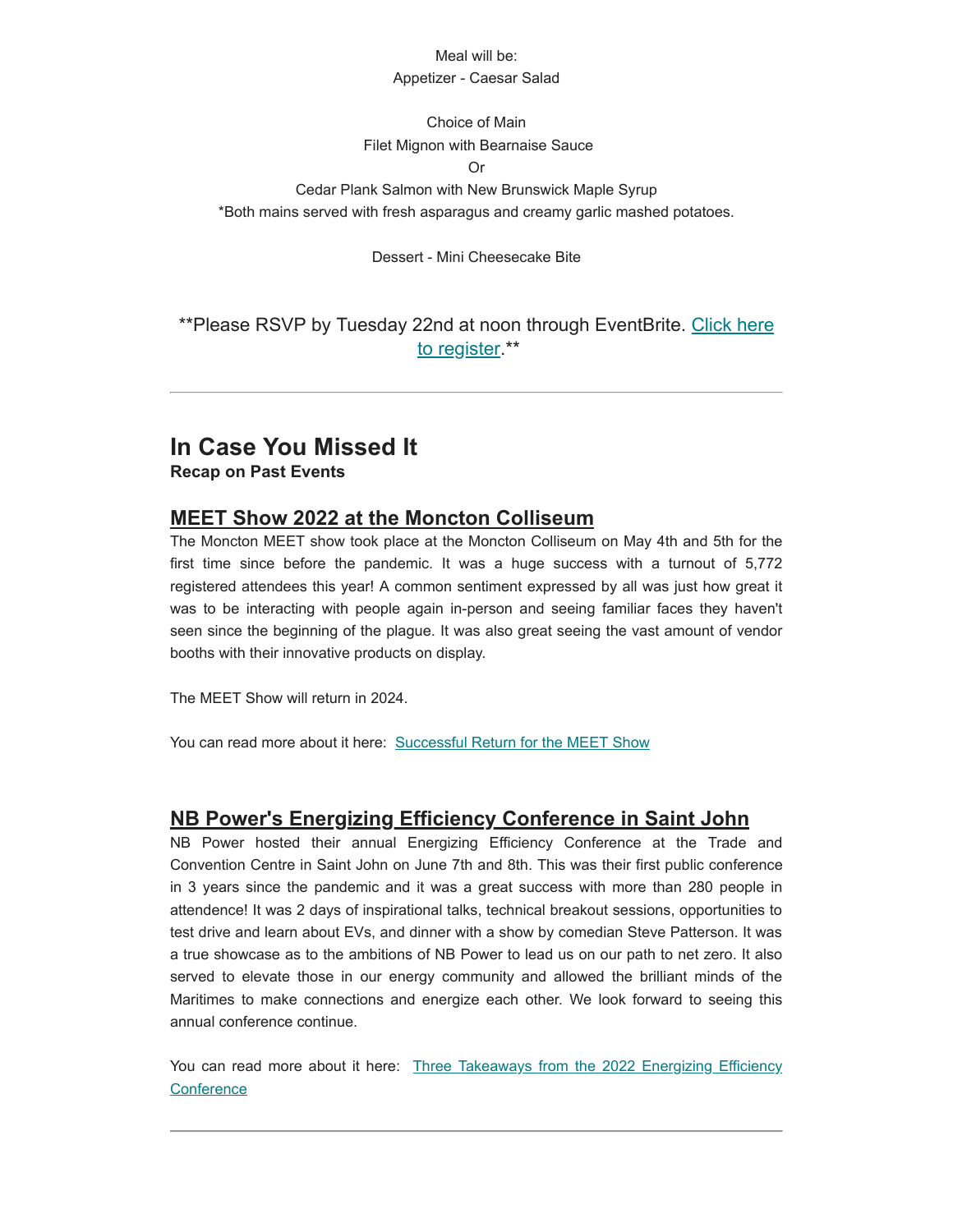Meal will be:
Appetizer - Caesar Salad

Choice of Main
Filet Mignon with Bearnaise Sauce
Or
Cedar Plank Salmon with New Brunswick Maple Syrup
*Both mains served with fresh asparagus and creamy garlic mashed potatoes.

Dessert - Mini Cheesecake Bite

**Please RSVP by Tuesday 22nd at noon through EventBrite. Click here to register.**

---

## In Case You Missed It

**Recap on Past Events**

### MEET Show 2022 at the Moncton Colliseum

The Moncton MEET show took place at the Moncton Colliseum on May 4th and 5th for the first time since before the pandemic. It was a huge success with a turnout of 5,772 registered attendees this year! A common sentiment expressed by all was just how great it was to be interacting with people again in-person and seeing familiar faces they haven't seen since the beginning of the plague. It was also great seeing the vast amount of vendor booths with their innovative products on display.

The MEET Show will return in 2024.

You can read more about it here: Successful Return for the MEET Show

### NB Power's Energizing Efficiency Conference in Saint John

NB Power hosted their annual Energizing Efficiency Conference at the Trade and Convention Centre in Saint John on June 7th and 8th. This was their first public conference in 3 years since the pandemic and it was a great success with more than 280 people in attendence! It was 2 days of inspirational talks, technical breakout sessions, opportunities to test drive and learn about EVs, and dinner with a show by comedian Steve Patterson. It was a true showcase as to the ambitions of NB Power to lead us on our path to net zero. It also served to elevate those in our energy community and allowed the brilliant minds of the Maritimes to make connections and energize each other. We look forward to seeing this annual conference continue.

You can read more about it here: Three Takeaways from the 2022 Energizing Efficiency Conference

---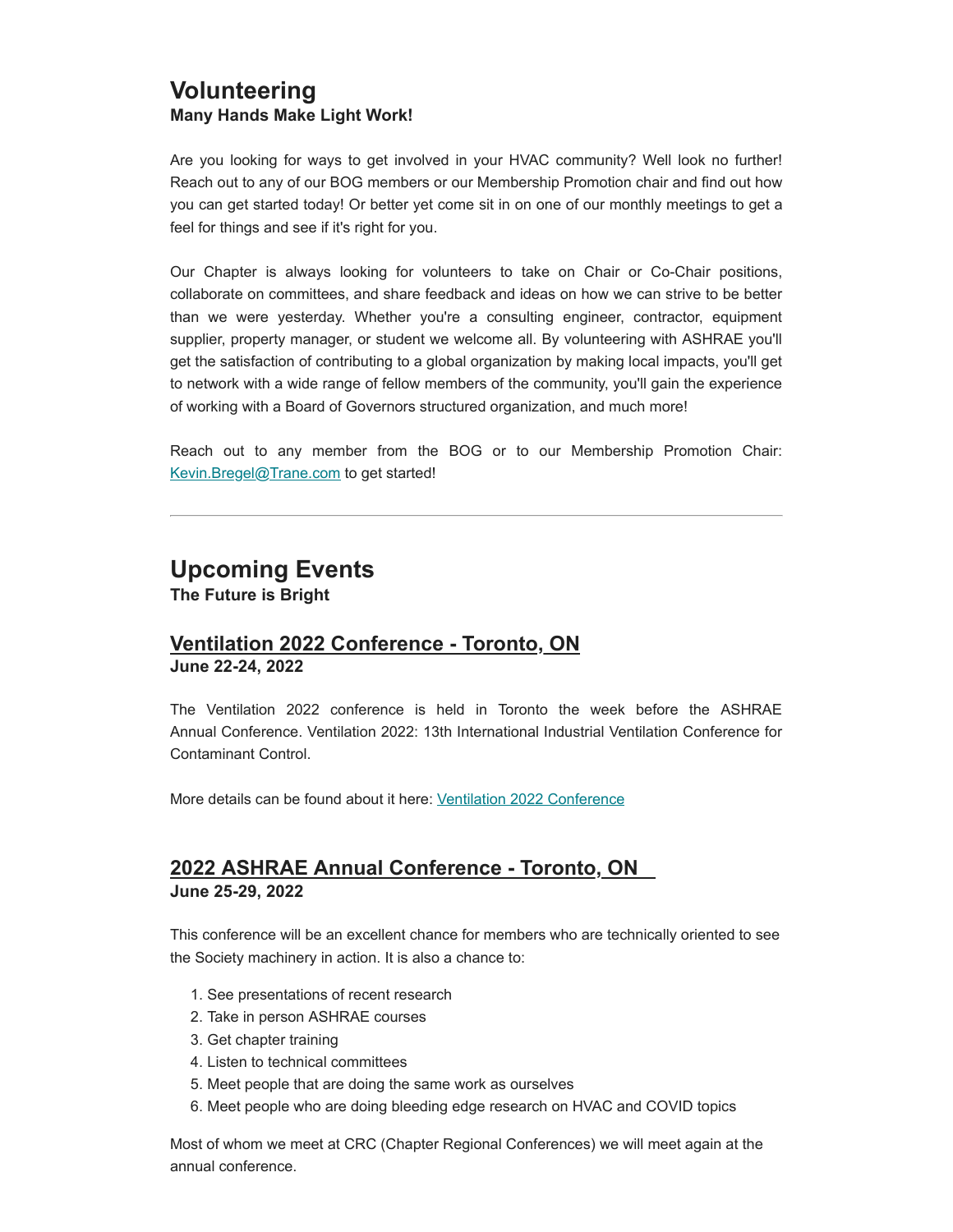## Volunteering

**Many Hands Make Light Work!**

Are you looking for ways to get involved in your HVAC community? Well look no further! Reach out to any of our BOG members or our Membership Promotion chair and find out how you can get started today! Or better yet come sit in on one of our monthly meetings to get a feel for things and see if it's right for you.

Our Chapter is always looking for volunteers to take on Chair or Co-Chair positions, collaborate on committees, and share feedback and ideas on how we can strive to be better than we were yesterday. Whether you're a consulting engineer, contractor, equipment supplier, property manager, or student we welcome all. By volunteering with ASHRAE you'll get the satisfaction of contributing to a global organization by making local impacts, you'll get to network with a wide range of fellow members of the community, you'll gain the experience of working with a Board of Governors structured organization, and much more!

Reach out to any member from the BOG or to our Membership Promotion Chair: Kevin.Bregel@Trane.com to get started!

---

## Upcoming Events

**The Future is Bright**

### Ventilation 2022 Conference - Toronto, ON

**June 22-24, 2022**

The Ventilation 2022 conference is held in Toronto the week before the ASHRAE Annual Conference. Ventilation 2022: 13th International Industrial Ventilation Conference for Contaminant Control.

More details can be found about it here: Ventilation 2022 Conference

### 2022 ASHRAE Annual Conference - Toronto, ON

**June 25-29, 2022**

This conference will be an excellent chance for members who are technically oriented to see the Society machinery in action. It is also a chance to:

1. See presentations of recent research
2. Take in person ASHRAE courses
3. Get chapter training
4. Listen to technical committees
5. Meet people that are doing the same work as ourselves
6. Meet people who are doing bleeding edge research on HVAC and COVID topics

Most of whom we meet at CRC (Chapter Regional Conferences) we will meet again at the annual conference.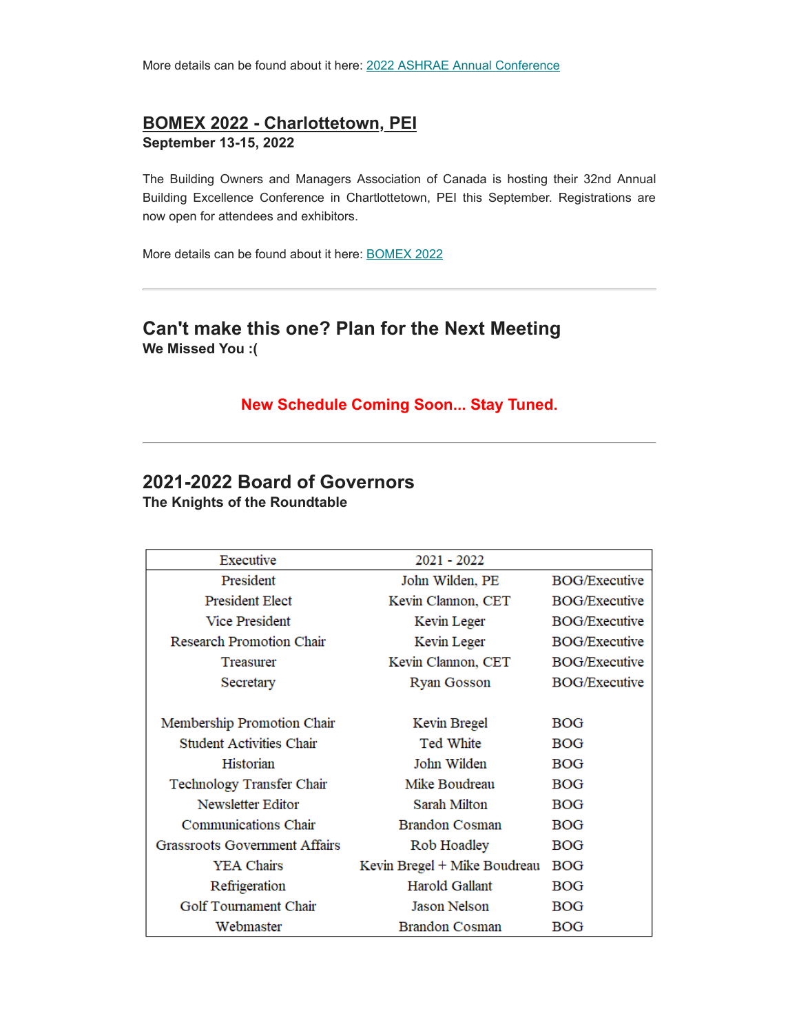More details can be found about it here: [2022 ASHRAE Annual Conference]

## [BOMEX 2022 - Charlottetown, PEI]

**September 13-15, 2022**

The Building Owners and Managers Association of Canada is hosting their 32nd Annual Building Excellence Conference in Charltlottetown, PEI this September. Registrations are now open for attendees and exhibitors.

More details can be found about it here: [BOMEX 2022]

---

## Can't make this one? Plan for the Next Meeting

**We Missed You :(**

**New Schedule Coming Soon... Stay Tuned.**

---

## 2021-2022 Board of Governors

**The Knights of the Roundtable**

| Executive | 2021 - 2022 | |
|---|---|---|
| President | John Wilden, PE | BOG/Executive |
| President Elect | Kevin Clannon, CET | BOG/Executive |
| Vice President | Kevin Leger | BOG/Executive |
| Research Promotion Chair | Kevin Leger | BOG/Executive |
| Treasurer | Kevin Clannon, CET | BOG/Executive |
| Secretary | Ryan Gosson | BOG/Executive |
| | | |
| Membership Promotion Chair | Kevin Bregel | BOG |
| Student Activities Chair | Ted White | BOG |
| Historian | John Wilden | BOG |
| Technology Transfer Chair | Mike Boudreau | BOG |
| Newsletter Editor | Sarah Milton | BOG |
| Communications Chair | Brandon Cosman | BOG |
| Grassroots Government Affairs | Rob Hoadley | BOG |
| YEA Chairs | Kevin Bregel + Mike Boudreau | BOG |
| Refrigeration | Harold Gallant | BOG |
| Golf Tournament Chair | Jason Nelson | BOG |
| Webmaster | Brandon Cosman | BOG |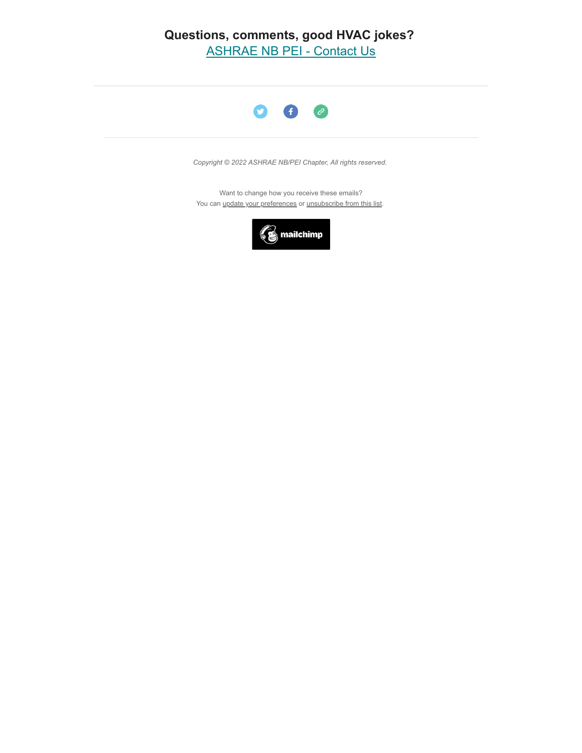**Questions, comments, good HVAC jokes?**
ASHRAE NB PEI - Contact Us

---

*Copyright © 2022 ASHRAE NB/PEI Chapter, All rights reserved.*

Want to change how you receive these emails?
You can update your preferences or unsubscribe from this list.

mailchimp